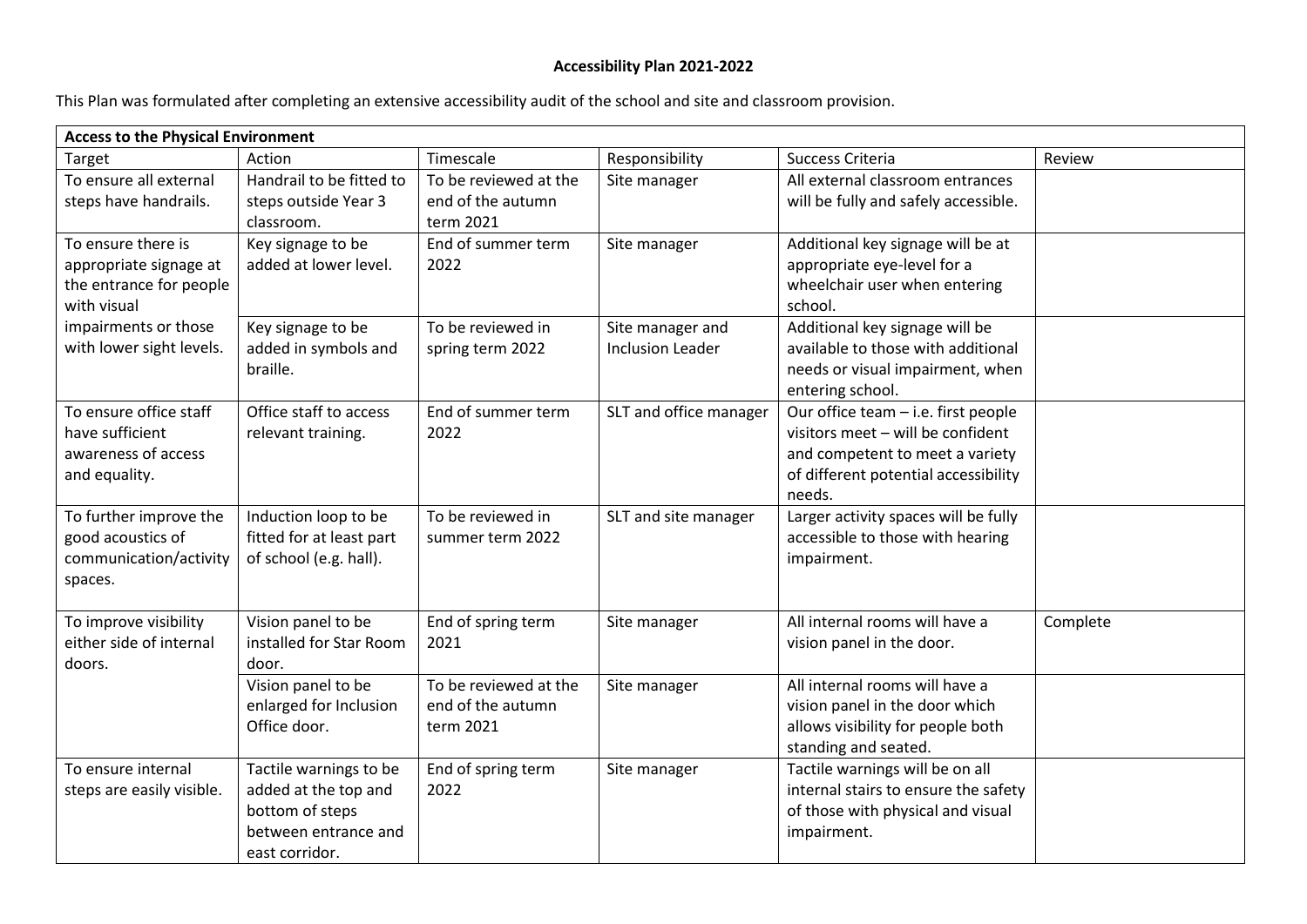# Accessibility Plan 2021-2022

This Plan was formulated after completing an extensive accessibility audit of the school and site and classroom provision.

| Access to the Physical Environment | | | | | |
|---|---|---|---|---|---|
| Target | Action | Timescale | Responsibility | Success Criteria | Review |
| To ensure all external steps have handrails. | Handrail to be fitted to steps outside Year 3 classroom. | To be reviewed at the end of the autumn term 2021 | Site manager | All external classroom entrances will be fully and safely accessible. | |
| To ensure there is appropriate signage at the entrance for people with visual impairments or those with lower sight levels. | Key signage to be added at lower level. | End of summer term 2022 | Site manager | Additional key signage will be at appropriate eye-level for a wheelchair user when entering school. | |
| | Key signage to be added in symbols and braille. | To be reviewed in spring term 2022 | Site manager and Inclusion Leader | Additional key signage will be available to those with additional needs or visual impairment, when entering school. | |
| To ensure office staff have sufficient awareness of access and equality. | Office staff to access relevant training. | End of summer term 2022 | SLT and office manager | Our office team – i.e. first people visitors meet – will be confident and competent to meet a variety of different potential accessibility needs. | |
| To further improve the good acoustics of communication/activity spaces. | Induction loop to be fitted for at least part of school (e.g. hall). | To be reviewed in summer term 2022 | SLT and site manager | Larger activity spaces will be fully accessible to those with hearing impairment. | |
| To improve visibility either side of internal doors. | Vision panel to be installed for Star Room door. | End of spring term 2021 | Site manager | All internal rooms will have a vision panel in the door. | Complete |
| | Vision panel to be enlarged for Inclusion Office door. | To be reviewed at the end of the autumn term 2021 | Site manager | All internal rooms will have a vision panel in the door which allows visibility for people both standing and seated. | |
| To ensure internal steps are easily visible. | Tactile warnings to be added at the top and bottom of steps between entrance and east corridor. | End of spring term 2022 | Site manager | Tactile warnings will be on all internal stairs to ensure the safety of those with physical and visual impairment. | |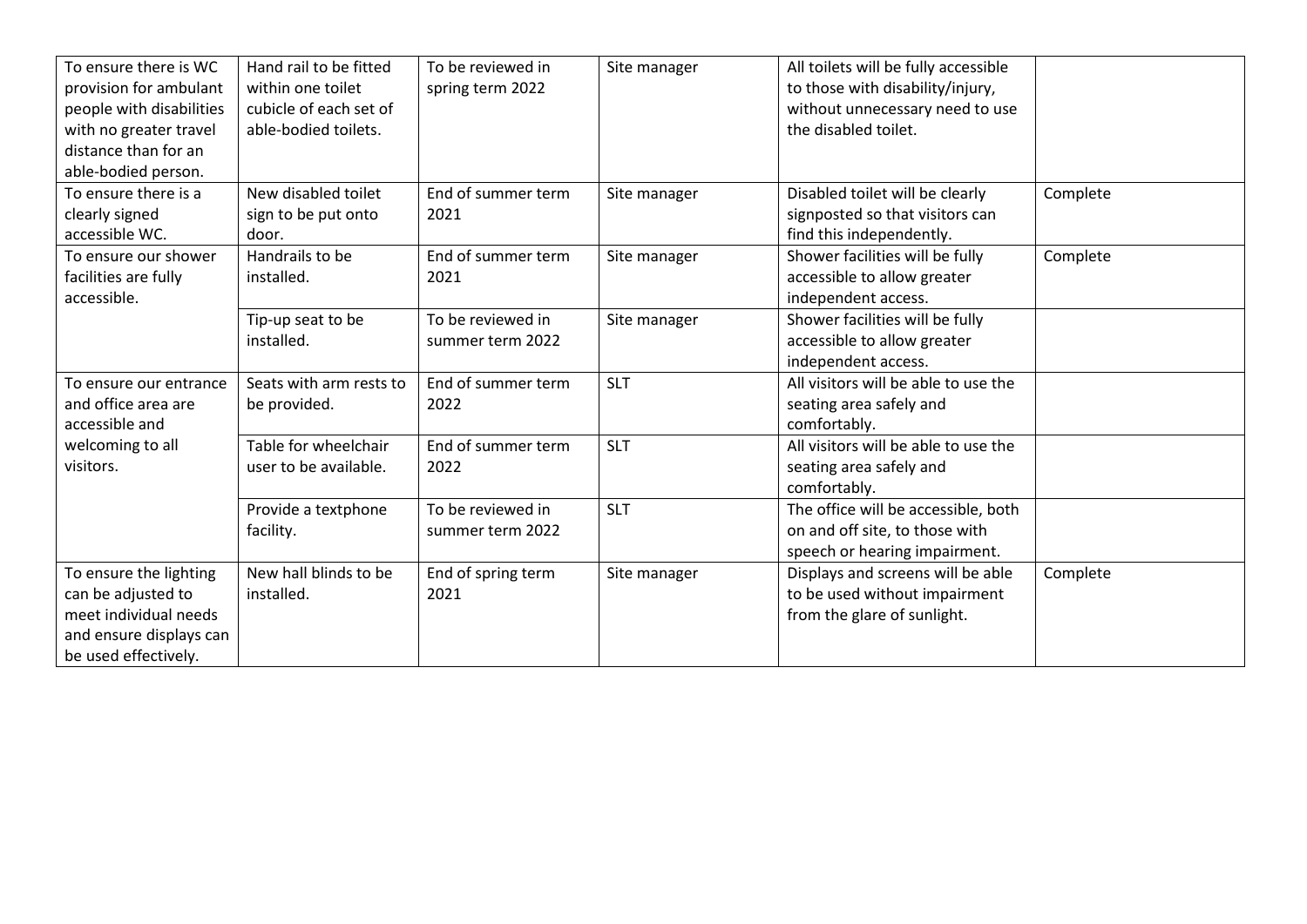| To ensure there is WC provision for ambulant people with disabilities with no greater travel distance than for an able-bodied person. | Hand rail to be fitted within one toilet cubicle of each set of able-bodied toilets. | To be reviewed in spring term 2022 | Site manager | All toilets will be fully accessible to those with disability/injury, without unnecessary need to use the disabled toilet. | |
|---|---|---|---|---|---|
| To ensure there is a clearly signed accessible WC. | New disabled toilet sign to be put onto door. | End of summer term 2021 | Site manager | Disabled toilet will be clearly signposted so that visitors can find this independently. | Complete |
| To ensure our shower facilities are fully accessible. | Handrails to be installed. | End of summer term 2021 | Site manager | Shower facilities will be fully accessible to allow greater independent access. | Complete |
| | Tip-up seat to be installed. | To be reviewed in summer term 2022 | Site manager | Shower facilities will be fully accessible to allow greater independent access. | |
| To ensure our entrance and office area are accessible and welcoming to all visitors. | Seats with arm rests to be provided. | End of summer term 2022 | SLT | All visitors will be able to use the seating area safely and comfortably. | |
| | Table for wheelchair user to be available. | End of summer term 2022 | SLT | All visitors will be able to use the seating area safely and comfortably. | |
| | Provide a textphone facility. | To be reviewed in summer term 2022 | SLT | The office will be accessible, both on and off site, to those with speech or hearing impairment. | |
| To ensure the lighting can be adjusted to meet individual needs and ensure displays can be used effectively. | New hall blinds to be installed. | End of spring term 2021 | Site manager | Displays and screens will be able to be used without impairment from the glare of sunlight. | Complete |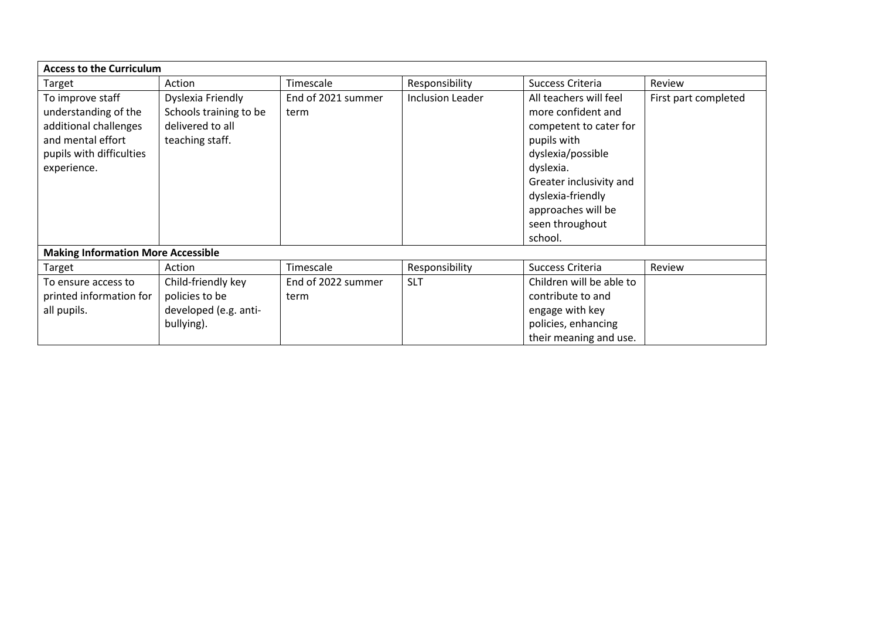| Access to the Curriculum | | | | | |
|---|---|---|---|---|---|
| Target | Action | Timescale | Responsibility | Success Criteria | Review |
| To improve staff understanding of the additional challenges and mental effort pupils with difficulties experience. | Dyslexia Friendly Schools training to be delivered to all teaching staff. | End of 2021 summer term | Inclusion Leader | All teachers will feel more confident and competent to cater for pupils with dyslexia/possible dyslexia. Greater inclusivity and dyslexia-friendly approaches will be seen throughout school. | First part completed |
| **Making Information More Accessible** | | | | | |
| Target | Action | Timescale | Responsibility | Success Criteria | Review |
| To ensure access to printed information for all pupils. | Child-friendly key policies to be developed (e.g. anti-bullying). | End of 2022 summer term | SLT | Children will be able to contribute to and engage with key policies, enhancing their meaning and use. | |